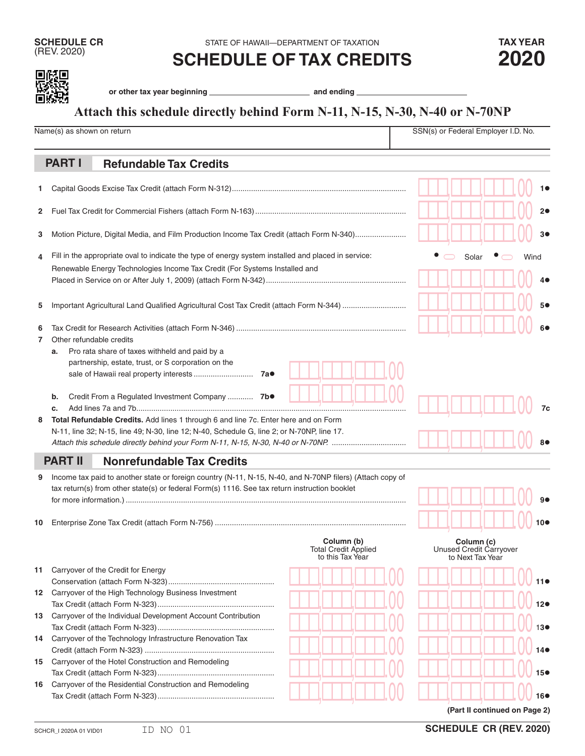**SCHEDULE CR**
(REV. 2020)

STATE OF HAWAII—DEPARTMENT OF TAXATION

# SCHEDULE OF TAX CREDITS

**TAX YEAR 2020**

**or other tax year beginning** \_\_\_\_\_\_\_\_\_\_\_\_\_\_\_\_\_\_\_\_ **and ending** \_\_\_\_\_\_\_\_\_\_\_\_\_\_\_\_\_\_\_\_

**Attach this schedule directly behind Form N-11, N-15, N-30, N-40 or N-70NP**

| Name(s) as shown on return | SSN(s) or Federal Employer I.D. No. |
|---|---|
| | |

## PART I Refundable Tax Credits

| | | | |
|---|---|---|---|
| 1 | Capital Goods Excise Tax Credit (attach Form N-312) | .00 | 1● |
| 2 | Fuel Tax Credit for Commercial Fishers (attach Form N-163) | .00 | 2● |
| 3 | Motion Picture, Digital Media, and Film Production Income Tax Credit (attach Form N-340) | .00 | 3● |
| 4 | Fill in the appropriate oval to indicate the type of energy system installed and placed in service: ● ⬭ Solar ● ⬭ Wind<br>Renewable Energy Technologies Income Tax Credit (For Systems Installed and Placed in Service on or After July 1, 2009) (attach Form N-342) | .00 | 4● |
| 5 | Important Agricultural Land Qualified Agricultural Cost Tax Credit (attach Form N-344) | .00 | 5● |
| 6 | Tax Credit for Research Activities (attach Form N-346) | .00 | 6● |
| 7 | Other refundable credits | | |
| | a. Pro rata share of taxes withheld and paid by a partnership, estate, trust, or S corporation on the sale of Hawaii real property interests ... 7a● .00 | | |
| | b. Credit From a Regulated Investment Company ... 7b● .00 | | |
| | c. Add lines 7a and 7b | .00 | 7c |
| 8 | **Total Refundable Credits.** Add lines 1 through 6 and line 7c. Enter here and on Form N-11, line 32; N-15, line 49; N-30, line 12; N-40, Schedule G, line 2; or N-70NP, line 17.<br>*Attach this schedule directly behind your Form N-11, N-15, N-30, N-40 or N-70NP.* | .00 | 8● |

## PART II Nonrefundable Tax Credits

| | | | |
|---|---|---|---|
| 9 | Income tax paid to another state or foreign country (N-11, N-15, N-40, and N-70NP filers) (Attach copy of tax return(s) from other state(s) or federal Form(s) 1116. See tax return instruction booklet for more information.) | .00 | 9● |
| 10 | Enterprise Zone Tax Credit (attach Form N-756) | .00 | 10● |

| | | Column (b) Total Credit Applied to this Tax Year | Column (c) Unused Credit Carryover to Next Tax Year | |
|---|---|---|---|---|
| 11 | Carryover of the Credit for Energy Conservation (attach Form N-323) | .00 | .00 | 11● |
| 12 | Carryover of the High Technology Business Investment Tax Credit (attach Form N-323) | .00 | .00 | 12● |
| 13 | Carryover of the Individual Development Account Contribution Tax Credit (attach Form N-323) | .00 | .00 | 13● |
| 14 | Carryover of the Technology Infrastructure Renovation Tax Credit (attach Form N-323) | .00 | .00 | 14● |
| 15 | Carryover of the Hotel Construction and Remodeling Tax Credit (attach Form N-323) | .00 | .00 | 15● |
| 16 | Carryover of the Residential Construction and Remodeling Tax Credit (attach Form N-323) | .00 | .00 | 16● |

**(Part II continued on Page 2)**

SCHCR_I 2020A 01 VID01 ID NO 01 **SCHEDULE CR (REV. 2020)**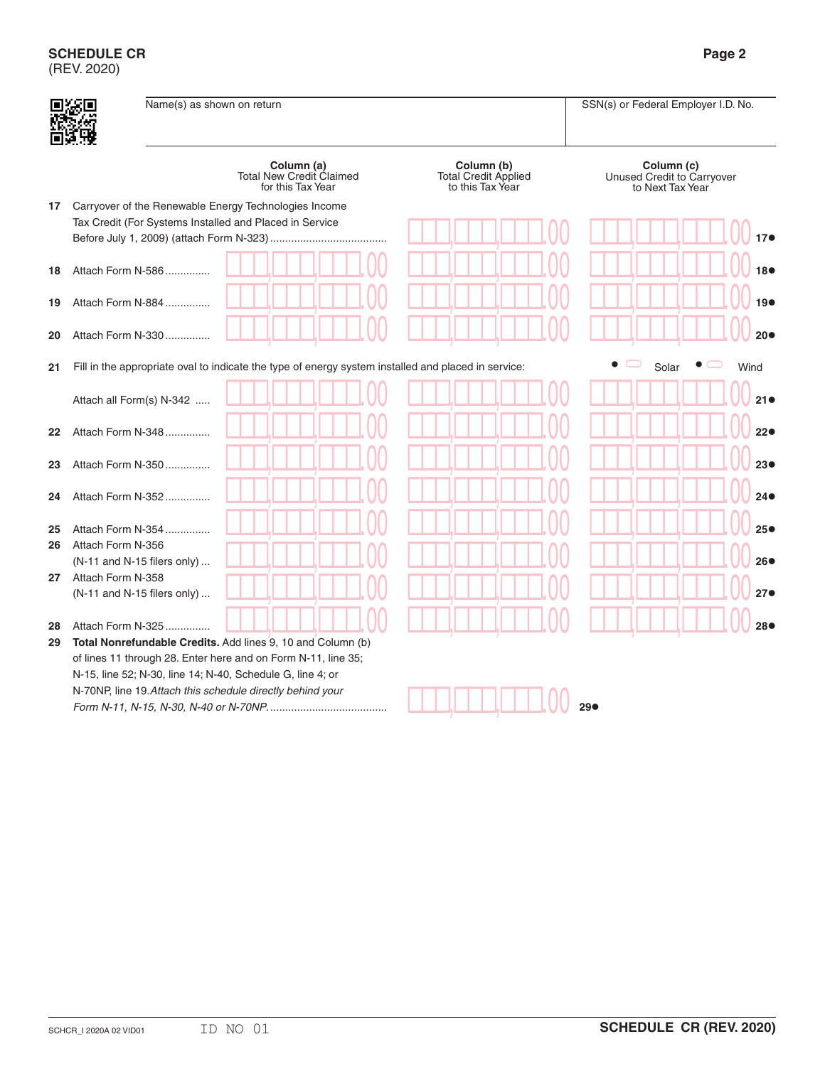**SCHEDULE CR**
(REV. 2020)

| Name(s) as shown on return | SSN(s) or Federal Employer I.D. No. |
|---|---|
| | |

| Line | Description | Column (a) Total New Credit Claimed for this Tax Year | Column (b) Total Credit Applied to this Tax Year | Column (c) Unused Credit to Carryover to Next Tax Year | |
|---|---|---|---|---|---|
| 17 | Carryover of the Renewable Energy Technologies Income Tax Credit (For Systems Installed and Placed in Service Before July 1, 2009) (attach Form N-323) | | .00 | .00 | 17● |
| 18 | Attach Form N-586 | .00 | .00 | .00 | 18● |
| 19 | Attach Form N-884 | .00 | .00 | .00 | 19● |
| 20 | Attach Form N-330 | .00 | .00 | .00 | 20● |
| 21 | Fill in the appropriate oval to indicate the type of energy system installed and placed in service: ● Solar ● Wind | | | | |
| | Attach all Form(s) N-342 | .00 | .00 | .00 | 21● |
| 22 | Attach Form N-348 | .00 | .00 | .00 | 22● |
| 23 | Attach Form N-350 | .00 | .00 | .00 | 23● |
| 24 | Attach Form N-352 | .00 | .00 | .00 | 24● |
| 25 | Attach Form N-354 | .00 | .00 | .00 | 25● |
| 26 | Attach Form N-356 (N-11 and N-15 filers only) | .00 | .00 | .00 | 26● |
| 27 | Attach Form N-358 (N-11 and N-15 filers only) | .00 | .00 | .00 | 27● |
| 28 | Attach Form N-325 | .00 | .00 | .00 | 28● |
| 29 | **Total Nonrefundable Credits.** Add lines 9, 10 and Column (b) of lines 11 through 28. Enter here and on Form N-11, line 35; N-15, line 52; N-30, line 14; N-40, Schedule G, line 4; or N-70NP, line 19. *Attach this schedule directly behind your Form N-11, N-15, N-30, N-40 or N-70NP.* | | .00 | | 29● |

SCHCR_I 2020A 02 VID01 ID NO 01

**SCHEDULE CR (REV. 2020)**